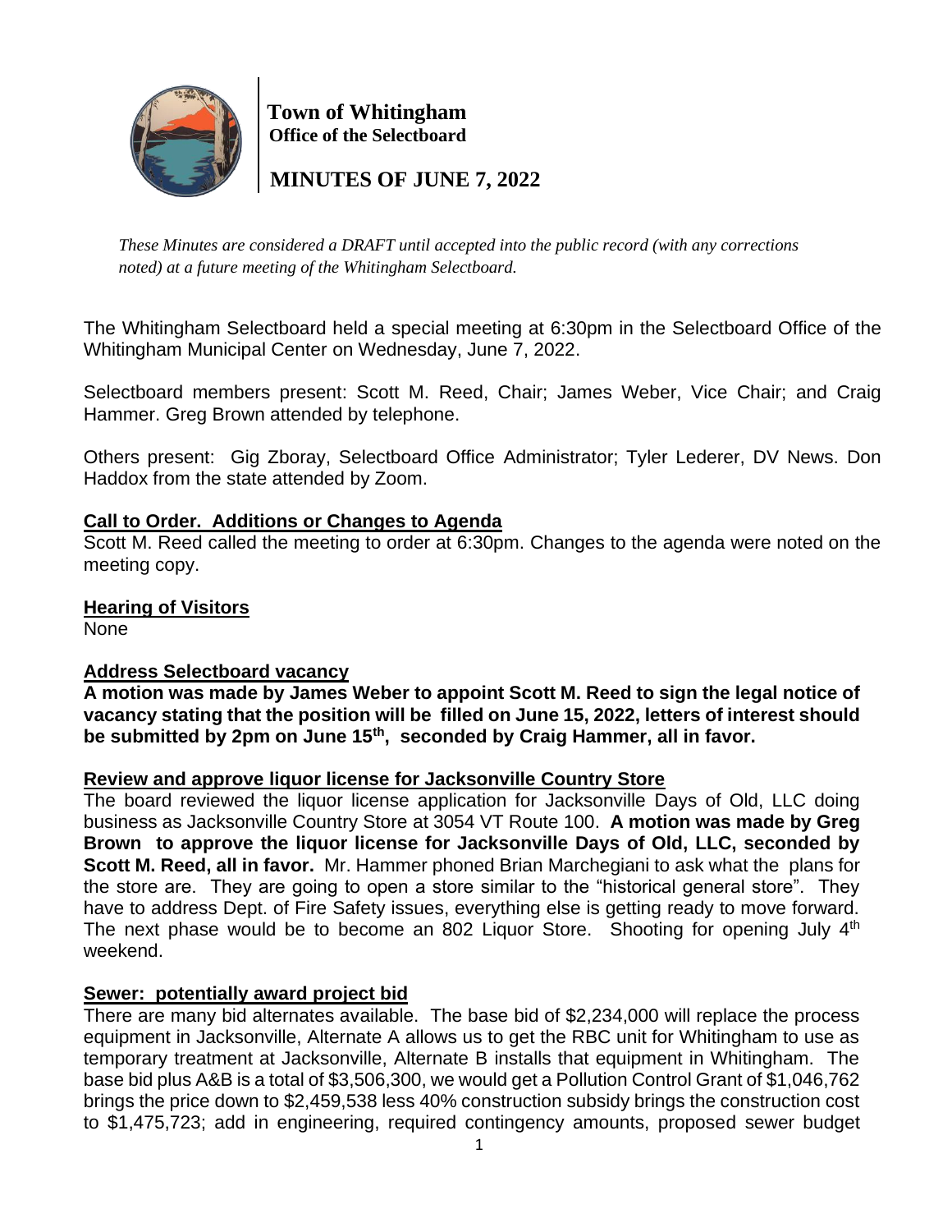**Town of Whitingham**
**Office of the Selectboard**

# MINUTES OF JUNE 7, 2022

*These Minutes are considered a DRAFT until accepted into the public record (with any corrections noted) at a future meeting of the Whitingham Selectboard.*

The Whitingham Selectboard held a special meeting at 6:30pm in the Selectboard Office of the Whitingham Municipal Center on Wednesday, June 7, 2022.

Selectboard members present: Scott M. Reed, Chair; James Weber, Vice Chair; and Craig Hammer. Greg Brown attended by telephone.

Others present: Gig Zboray, Selectboard Office Administrator; Tyler Lederer, DV News. Don Haddox from the state attended by Zoom.

**Call to Order. Additions or Changes to Agenda**

Scott M. Reed called the meeting to order at 6:30pm. Changes to the agenda were noted on the meeting copy.

**Hearing of Visitors**

None

**Address Selectboard vacancy**

**A motion was made by James Weber to appoint Scott M. Reed to sign the legal notice of vacancy stating that the position will be filled on June 15, 2022, letters of interest should be submitted by 2pm on June 15th, seconded by Craig Hammer, all in favor.**

**Review and approve liquor license for Jacksonville Country Store**

The board reviewed the liquor license application for Jacksonville Days of Old, LLC doing business as Jacksonville Country Store at 3054 VT Route 100. **A motion was made by Greg Brown to approve the liquor license for Jacksonville Days of Old, LLC, seconded by Scott M. Reed, all in favor.** Mr. Hammer phoned Brian Marchegiani to ask what the plans for the store are. They are going to open a store similar to the "historical general store". They have to address Dept. of Fire Safety issues, everything else is getting ready to move forward. The next phase would be to become an 802 Liquor Store. Shooting for opening July 4th weekend.

**Sewer: potentially award project bid**

There are many bid alternates available. The base bid of $2,234,000 will replace the process equipment in Jacksonville, Alternate A allows us to get the RBC unit for Whitingham to use as temporary treatment at Jacksonville, Alternate B installs that equipment in Whitingham. The base bid plus A&B is a total of $3,506,300, we would get a Pollution Control Grant of $1,046,762 brings the price down to $2,459,538 less 40% construction subsidy brings the construction cost to $1,475,723; add in engineering, required contingency amounts, proposed sewer budget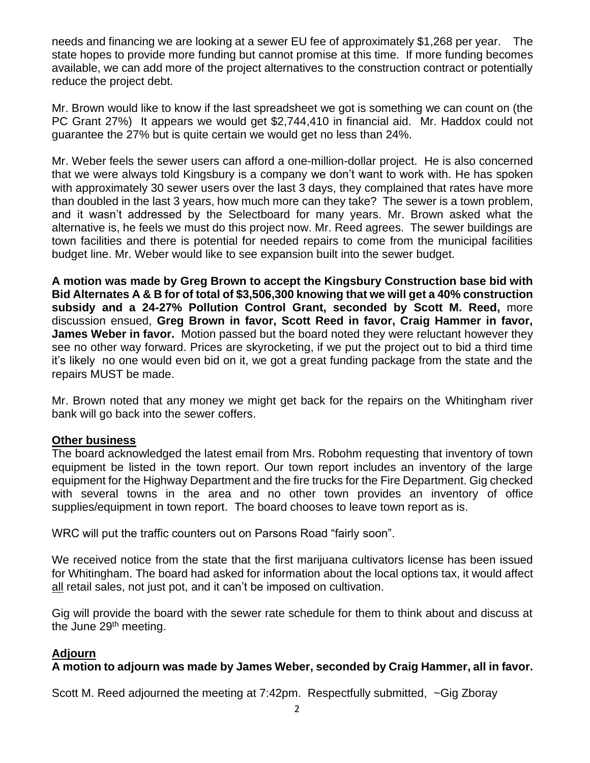needs and financing we are looking at a sewer EU fee of approximately $1,268 per year. The state hopes to provide more funding but cannot promise at this time. If more funding becomes available, we can add more of the project alternatives to the construction contract or potentially reduce the project debt.

Mr. Brown would like to know if the last spreadsheet we got is something we can count on (the PC Grant 27%) It appears we would get $2,744,410 in financial aid. Mr. Haddox could not guarantee the 27% but is quite certain we would get no less than 24%.

Mr. Weber feels the sewer users can afford a one-million-dollar project. He is also concerned that we were always told Kingsbury is a company we don't want to work with. He has spoken with approximately 30 sewer users over the last 3 days, they complained that rates have more than doubled in the last 3 years, how much more can they take? The sewer is a town problem, and it wasn't addressed by the Selectboard for many years. Mr. Brown asked what the alternative is, he feels we must do this project now. Mr. Reed agrees. The sewer buildings are town facilities and there is potential for needed repairs to come from the municipal facilities budget line. Mr. Weber would like to see expansion built into the sewer budget.

**A motion was made by Greg Brown to accept the Kingsbury Construction base bid with Bid Alternates A & B for of total of $3,506,300 knowing that we will get a 40% construction subsidy and a 24-27% Pollution Control Grant, seconded by Scott M. Reed,** more discussion ensued, **Greg Brown in favor, Scott Reed in favor, Craig Hammer in favor, James Weber in favor.** Motion passed but the board noted they were reluctant however they see no other way forward. Prices are skyrocketing, if we put the project out to bid a third time it's likely no one would even bid on it, we got a great funding package from the state and the repairs MUST be made.

Mr. Brown noted that any money we might get back for the repairs on the Whitingham river bank will go back into the sewer coffers.

## Other business

The board acknowledged the latest email from Mrs. Robohm requesting that inventory of town equipment be listed in the town report. Our town report includes an inventory of the large equipment for the Highway Department and the fire trucks for the Fire Department. Gig checked with several towns in the area and no other town provides an inventory of office supplies/equipment in town report. The board chooses to leave town report as is.

WRC will put the traffic counters out on Parsons Road "fairly soon".

We received notice from the state that the first marijuana cultivators license has been issued for Whitingham. The board had asked for information about the local options tax, it would affect all retail sales, not just pot, and it can't be imposed on cultivation.

Gig will provide the board with the sewer rate schedule for them to think about and discuss at the June 29th meeting.

## Adjourn

**A motion to adjourn was made by James Weber, seconded by Craig Hammer, all in favor.**

Scott M. Reed adjourned the meeting at 7:42pm. Respectfully submitted, ~Gig Zboray